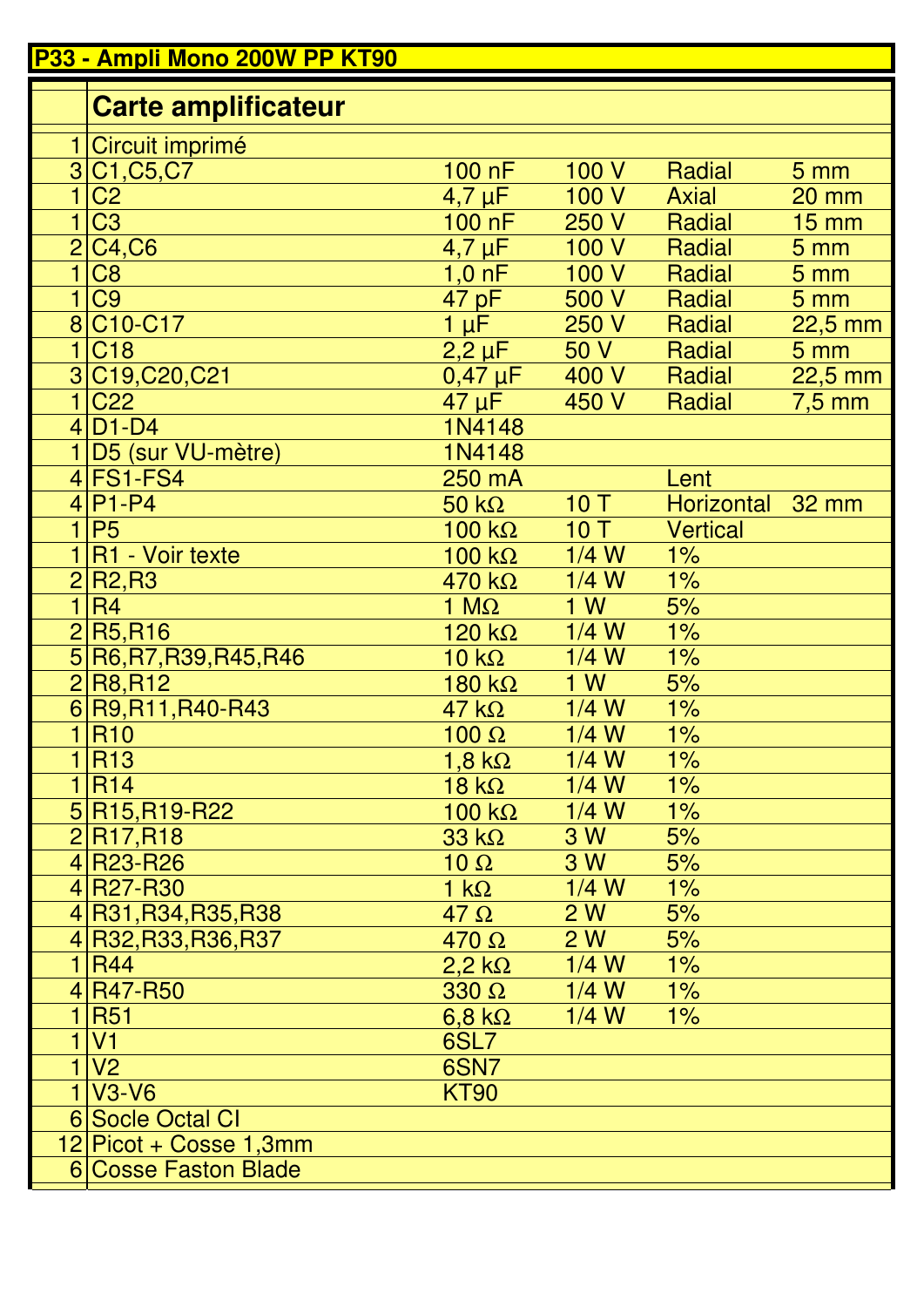# P33 - Ampli Mono 200W PP KT90

## Carte amplificateur

| Qté | Repère | Valeur | Spécification | Type | Pas |
|---|---|---|---|---|---|
| 1 | Circuit imprimé | | | | |
| 3 | C1,C5,C7 | 100 nF | 100 V | Radial | 5 mm |
| 1 | C2 | 4,7 µF | 100 V | Axial | 20 mm |
| 1 | C3 | 100 nF | 250 V | Radial | 15 mm |
| 2 | C4,C6 | 4,7 µF | 100 V | Radial | 5 mm |
| 1 | C8 | 1,0 nF | 100 V | Radial | 5 mm |
| 1 | C9 | 47 pF | 500 V | Radial | 5 mm |
| 8 | C10-C17 | 1 µF | 250 V | Radial | 22,5 mm |
| 1 | C18 | 2,2 µF | 50 V | Radial | 5 mm |
| 3 | C19,C20,C21 | 0,47 µF | 400 V | Radial | 22,5 mm |
| 1 | C22 | 47 µF | 450 V | Radial | 7,5 mm |
| 4 | D1-D4 | 1N4148 | | | |
| 1 | D5 (sur VU-mètre) | 1N4148 | | | |
| 4 | FS1-FS4 | 250 mA | | Lent | |
| 4 | P1-P4 | 50 kΩ | 10 T | Horizontal | 32 mm |
| 1 | P5 | 100 kΩ | 10 T | Vertical | |
| 1 | R1 - Voir texte | 100 kΩ | 1/4 W | 1% | |
| 2 | R2,R3 | 470 kΩ | 1/4 W | 1% | |
| 1 | R4 | 1 MΩ | 1 W | 5% | |
| 2 | R5,R16 | 120 kΩ | 1/4 W | 1% | |
| 5 | R6,R7,R39,R45,R46 | 10 kΩ | 1/4 W | 1% | |
| 2 | R8,R12 | 180 kΩ | 1 W | 5% | |
| 6 | R9,R11,R40-R43 | 47 kΩ | 1/4 W | 1% | |
| 1 | R10 | 100 Ω | 1/4 W | 1% | |
| 1 | R13 | 1,8 kΩ | 1/4 W | 1% | |
| 1 | R14 | 18 kΩ | 1/4 W | 1% | |
| 5 | R15,R19-R22 | 100 kΩ | 1/4 W | 1% | |
| 2 | R17,R18 | 33 kΩ | 3 W | 5% | |
| 4 | R23-R26 | 10 Ω | 3 W | 5% | |
| 4 | R27-R30 | 1 kΩ | 1/4 W | 1% | |
| 4 | R31,R34,R35,R38 | 47 Ω | 2 W | 5% | |
| 4 | R32,R33,R36,R37 | 470 Ω | 2 W | 5% | |
| 1 | R44 | 2,2 kΩ | 1/4 W | 1% | |
| 4 | R47-R50 | 330 Ω | 1/4 W | 1% | |
| 1 | R51 | 6,8 kΩ | 1/4 W | 1% | |
| 1 | V1 | 6SL7 | | | |
| 1 | V2 | 6SN7 | | | |
| 1 | V3-V6 | KT90 | | | |
| 6 | Socle Octal CI | | | | |
| 12 | Picot + Cosse 1,3mm | | | | |
| 6 | Cosse Faston Blade | | | | |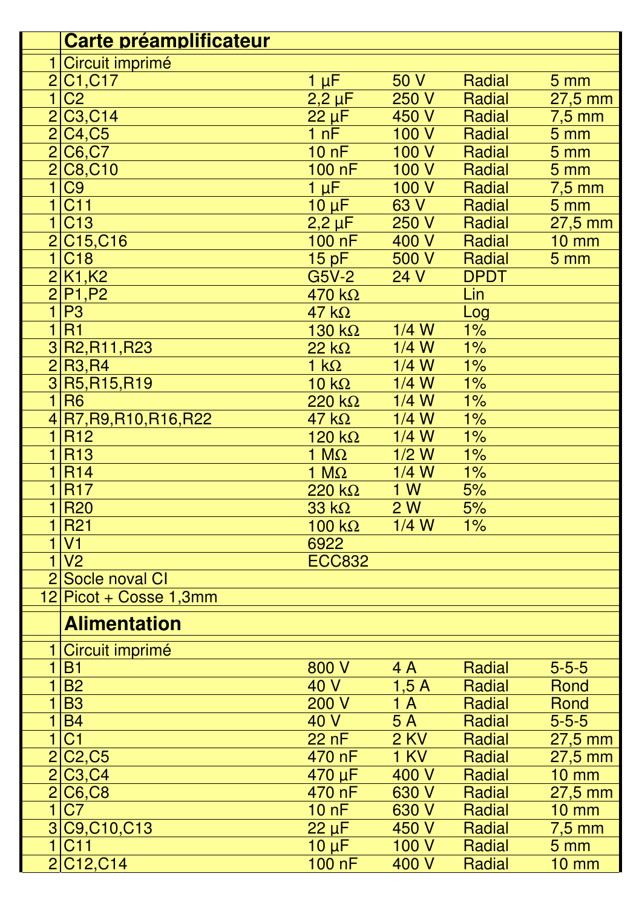| | **Carte préamplificateur** | | | | |
|---|---|---|---|---|---|
| 1 | Circuit imprimé | | | | |
| 2 | C1,C17 | 1 µF | 50 V | Radial | 5 mm |
| 1 | C2 | 2,2 µF | 250 V | Radial | 27,5 mm |
| 2 | C3,C14 | 22 µF | 450 V | Radial | 7,5 mm |
| 2 | C4,C5 | 1 nF | 100 V | Radial | 5 mm |
| 2 | C6,C7 | 10 nF | 100 V | Radial | 5 mm |
| 2 | C8,C10 | 100 nF | 100 V | Radial | 5 mm |
| 1 | C9 | 1 µF | 100 V | Radial | 7,5 mm |
| 1 | C11 | 10 µF | 63 V | Radial | 5 mm |
| 1 | C13 | 2,2 µF | 250 V | Radial | 27,5 mm |
| 2 | C15,C16 | 100 nF | 400 V | Radial | 10 mm |
| 1 | C18 | 15 pF | 500 V | Radial | 5 mm |
| 2 | K1,K2 | G5V-2 | 24 V | DPDT | |
| 2 | P1,P2 | 470 kΩ | | Lin | |
| 1 | P3 | 47 kΩ | | Log | |
| 1 | R1 | 130 kΩ | 1/4 W | 1% | |
| 3 | R2,R11,R23 | 22 kΩ | 1/4 W | 1% | |
| 2 | R3,R4 | 1 kΩ | 1/4 W | 1% | |
| 3 | R5,R15,R19 | 10 kΩ | 1/4 W | 1% | |
| 1 | R6 | 220 kΩ | 1/4 W | 1% | |
| 4 | R7,R9,R10,R16,R22 | 47 kΩ | 1/4 W | 1% | |
| 1 | R12 | 120 kΩ | 1/4 W | 1% | |
| 1 | R13 | 1 MΩ | 1/2 W | 1% | |
| 1 | R14 | 1 MΩ | 1/4 W | 1% | |
| 1 | R17 | 220 kΩ | 1 W | 5% | |
| 1 | R20 | 33 kΩ | 2 W | 5% | |
| 1 | R21 | 100 kΩ | 1/4 W | 1% | |
| 1 | V1 | 6922 | | | |
| 1 | V2 | ECC832 | | | |
| 2 | Socle noval CI | | | | |
| 12 | Picot + Cosse 1,3mm | | | | |
| | **Alimentation** | | | | |
| 1 | Circuit imprimé | | | | |
| 1 | B1 | 800 V | 4 A | Radial | 5-5-5 |
| 1 | B2 | 40 V | 1,5 A | Radial | Rond |
| 1 | B3 | 200 V | 1 A | Radial | Rond |
| 1 | B4 | 40 V | 5 A | Radial | 5-5-5 |
| 1 | C1 | 22 nF | 2 KV | Radial | 27,5 mm |
| 2 | C2,C5 | 470 nF | 1 KV | Radial | 27,5 mm |
| 2 | C3,C4 | 470 µF | 400 V | Radial | 10 mm |
| 2 | C6,C8 | 470 nF | 630 V | Radial | 27,5 mm |
| 1 | C7 | 10 nF | 630 V | Radial | 10 mm |
| 3 | C9,C10,C13 | 22 µF | 450 V | Radial | 7,5 mm |
| 1 | C11 | 10 µF | 100 V | Radial | 5 mm |
| 2 | C12,C14 | 100 nF | 400 V | Radial | 10 mm |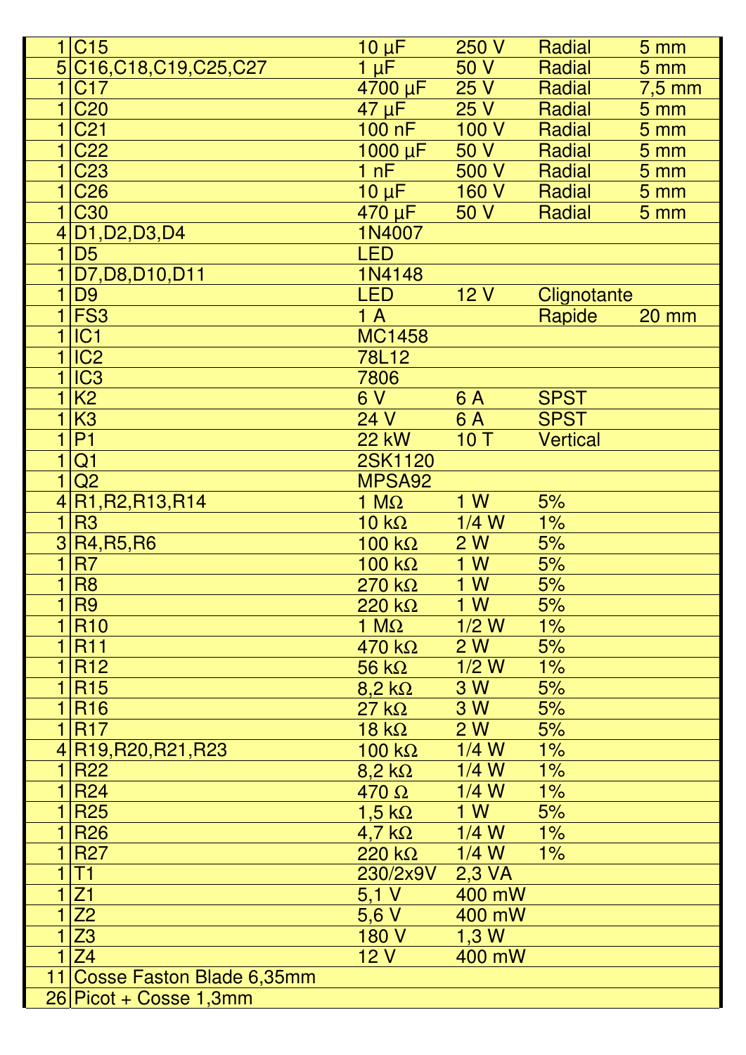| | | | | | |
|---|---|---|---|---|---|
| 1 | C15 | 10 µF | 250 V | Radial | 5 mm |
| 5 | C16,C18,C19,C25,C27 | 1 µF | 50 V | Radial | 5 mm |
| 1 | C17 | 4700 µF | 25 V | Radial | 7,5 mm |
| 1 | C20 | 47 µF | 25 V | Radial | 5 mm |
| 1 | C21 | 100 nF | 100 V | Radial | 5 mm |
| 1 | C22 | 1000 µF | 50 V | Radial | 5 mm |
| 1 | C23 | 1 nF | 500 V | Radial | 5 mm |
| 1 | C26 | 10 µF | 160 V | Radial | 5 mm |
| 1 | C30 | 470 µF | 50 V | Radial | 5 mm |
| 4 | D1,D2,D3,D4 | 1N4007 | | | |
| 1 | D5 | LED | | | |
| 1 | D7,D8,D10,D11 | 1N4148 | | | |
| 1 | D9 | LED | 12 V | Clignotante | |
| 1 | FS3 | 1 A | | Rapide | 20 mm |
| 1 | IC1 | MC1458 | | | |
| 1 | IC2 | 78L12 | | | |
| 1 | IC3 | 7806 | | | |
| 1 | K2 | 6 V | 6 A | SPST | |
| 1 | K3 | 24 V | 6 A | SPST | |
| 1 | P1 | 22 kW | 10 T | Vertical | |
| 1 | Q1 | 2SK1120 | | | |
| 1 | Q2 | MPSA92 | | | |
| 4 | R1,R2,R13,R14 | 1 MΩ | 1 W | 5% | |
| 1 | R3 | 10 kΩ | 1/4 W | 1% | |
| 3 | R4,R5,R6 | 100 kΩ | 2 W | 5% | |
| 1 | R7 | 100 kΩ | 1 W | 5% | |
| 1 | R8 | 270 kΩ | 1 W | 5% | |
| 1 | R9 | 220 kΩ | 1 W | 5% | |
| 1 | R10 | 1 MΩ | 1/2 W | 1% | |
| 1 | R11 | 470 kΩ | 2 W | 5% | |
| 1 | R12 | 56 kΩ | 1/2 W | 1% | |
| 1 | R15 | 8,2 kΩ | 3 W | 5% | |
| 1 | R16 | 27 kΩ | 3 W | 5% | |
| 1 | R17 | 18 kΩ | 2 W | 5% | |
| 4 | R19,R20,R21,R23 | 100 kΩ | 1/4 W | 1% | |
| 1 | R22 | 8,2 kΩ | 1/4 W | 1% | |
| 1 | R24 | 470 Ω | 1/4 W | 1% | |
| 1 | R25 | 1,5 kΩ | 1 W | 5% | |
| 1 | R26 | 4,7 kΩ | 1/4 W | 1% | |
| 1 | R27 | 220 kΩ | 1/4 W | 1% | |
| 1 | T1 | 230/2x9V | 2,3 VA | | |
| 1 | Z1 | 5,1 V | 400 mW | | |
| 1 | Z2 | 5,6 V | 400 mW | | |
| 1 | Z3 | 180 V | 1,3 W | | |
| 1 | Z4 | 12 V | 400 mW | | |
| 11 | Cosse Faston Blade 6,35mm | | | | |
| 26 | Picot + Cosse 1,3mm | | | | |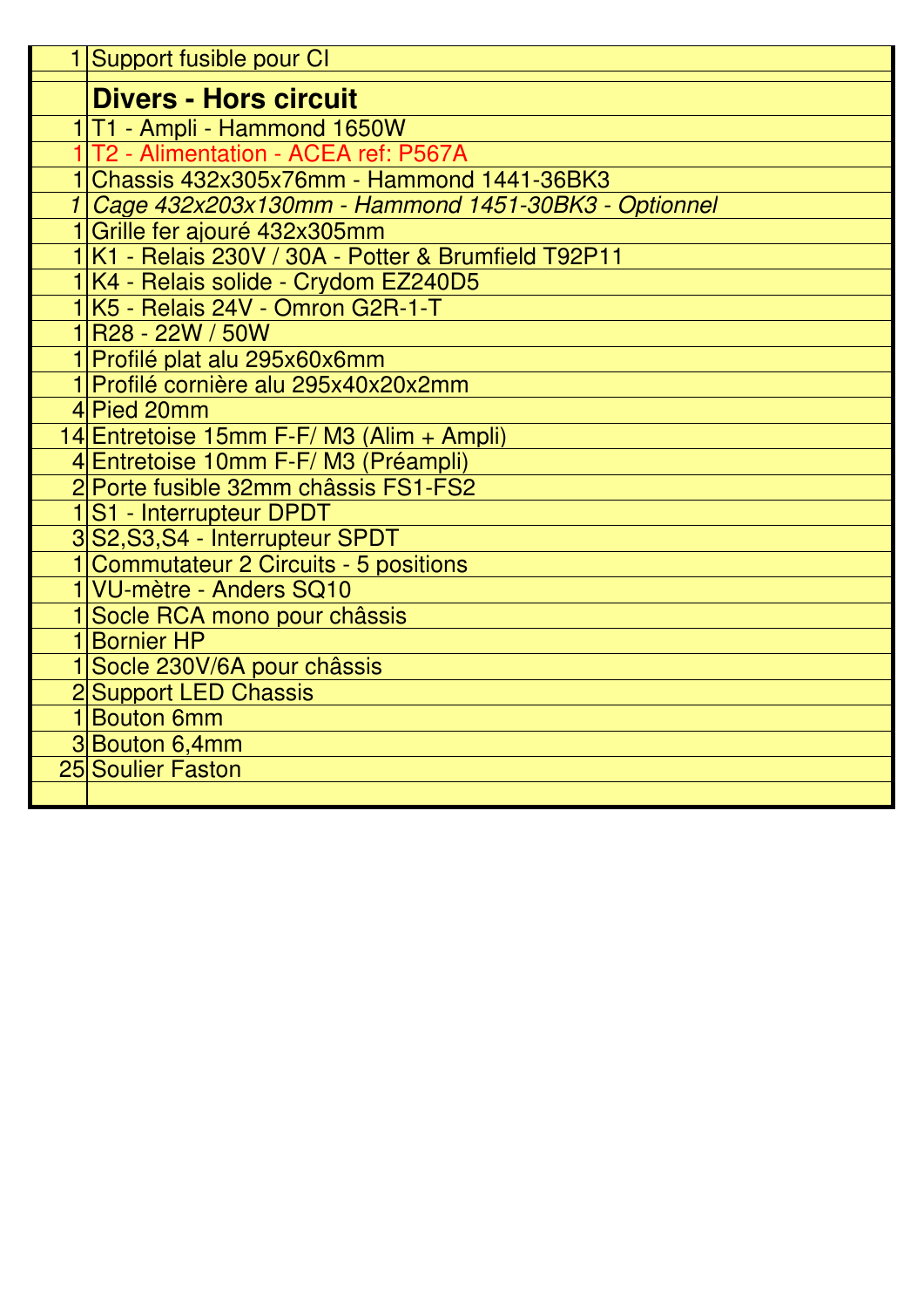| | |
|---|---|
| 1 | Support fusible pour CI |
| | |
| | **Divers - Hors circuit** |
| 1 | T1 - Ampli - Hammond 1650W |
| 1 | T2 - Alimentation - ACEA ref: P567A |
| 1 | Chassis 432x305x76mm - Hammond 1441-36BK3 |
| *1* | *Cage 432x203x130mm - Hammond 1451-30BK3 - Optionnel* |
| 1 | Grille fer ajouré 432x305mm |
| 1 | K1 - Relais 230V / 30A - Potter & Brumfield T92P11 |
| 1 | K4 - Relais solide - Crydom EZ240D5 |
| 1 | K5 - Relais 24V - Omron G2R-1-T |
| 1 | R28 - 22W / 50W |
| 1 | Profilé plat alu 295x60x6mm |
| 1 | Profilé cornière alu 295x40x20x2mm |
| 4 | Pied 20mm |
| 14 | Entretoise 15mm F-F/ M3 (Alim + Ampli) |
| 4 | Entretoise 10mm F-F/ M3 (Préampli) |
| 2 | Porte fusible 32mm châssis FS1-FS2 |
| 1 | S1 - Interrupteur DPDT |
| 3 | S2,S3,S4 - Interrupteur SPDT |
| 1 | Commutateur 2 Circuits - 5 positions |
| 1 | VU-mètre - Anders SQ10 |
| 1 | Socle RCA mono pour châssis |
| 1 | Bornier HP |
| 1 | Socle 230V/6A pour châssis |
| 2 | Support LED Chassis |
| 1 | Bouton 6mm |
| 3 | Bouton 6,4mm |
| 25 | Soulier Faston |
| | |